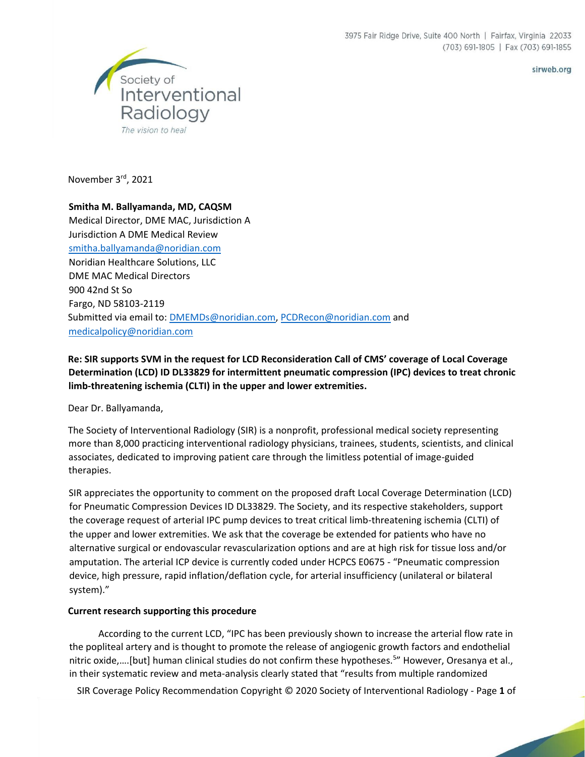3975 Fair Ridge Drive, Suite 400 North | Fairfax, Virginia 22033
(703) 691-1805 | Fax (703) 691-1855

sirweb.org

Society of Interventional Radiology
*The vision to heal*

November 3rd, 2021

**Smitha M. Ballyamanda, MD, CAQSM**
Medical Director, DME MAC, Jurisdiction A
Jurisdiction A DME Medical Review
smitha.ballyamanda@noridian.com
Noridian Healthcare Solutions, LLC
DME MAC Medical Directors
900 42nd St So
Fargo, ND 58103-2119
Submitted via email to: DMEMDs@noridian.com, PCDRecon@noridian.com and medicalpolicy@noridian.com

**Re: SIR supports SVM in the request for LCD Reconsideration Call of CMS' coverage of Local Coverage Determination (LCD) ID DL33829 for intermittent pneumatic compression (IPC) devices to treat chronic limb-threatening ischemia (CLTI) in the upper and lower extremities.**

Dear Dr. Ballyamanda,

The Society of Interventional Radiology (SIR) is a nonprofit, professional medical society representing more than 8,000 practicing interventional radiology physicians, trainees, students, scientists, and clinical associates, dedicated to improving patient care through the limitless potential of image-guided therapies.

SIR appreciates the opportunity to comment on the proposed draft Local Coverage Determination (LCD) for Pneumatic Compression Devices ID DL33829. The Society, and its respective stakeholders, support the coverage request of arterial IPC pump devices to treat critical limb-threatening ischemia (CLTI) of the upper and lower extremities. We ask that the coverage be extended for patients who have no alternative surgical or endovascular revascularization options and are at high risk for tissue loss and/or amputation. The arterial ICP device is currently coded under HCPCS E0675 - "Pneumatic compression device, high pressure, rapid inflation/deflation cycle, for arterial insufficiency (unilateral or bilateral system)."

**Current research supporting this procedure**

According to the current LCD, "IPC has been previously shown to increase the arterial flow rate in the popliteal artery and is thought to promote the release of angiogenic growth factors and endothelial nitric oxide,….[but] human clinical studies do not confirm these hypotheses.[5]" However, Oresanya et al., in their systematic review and meta-analysis clearly stated that "results from multiple randomized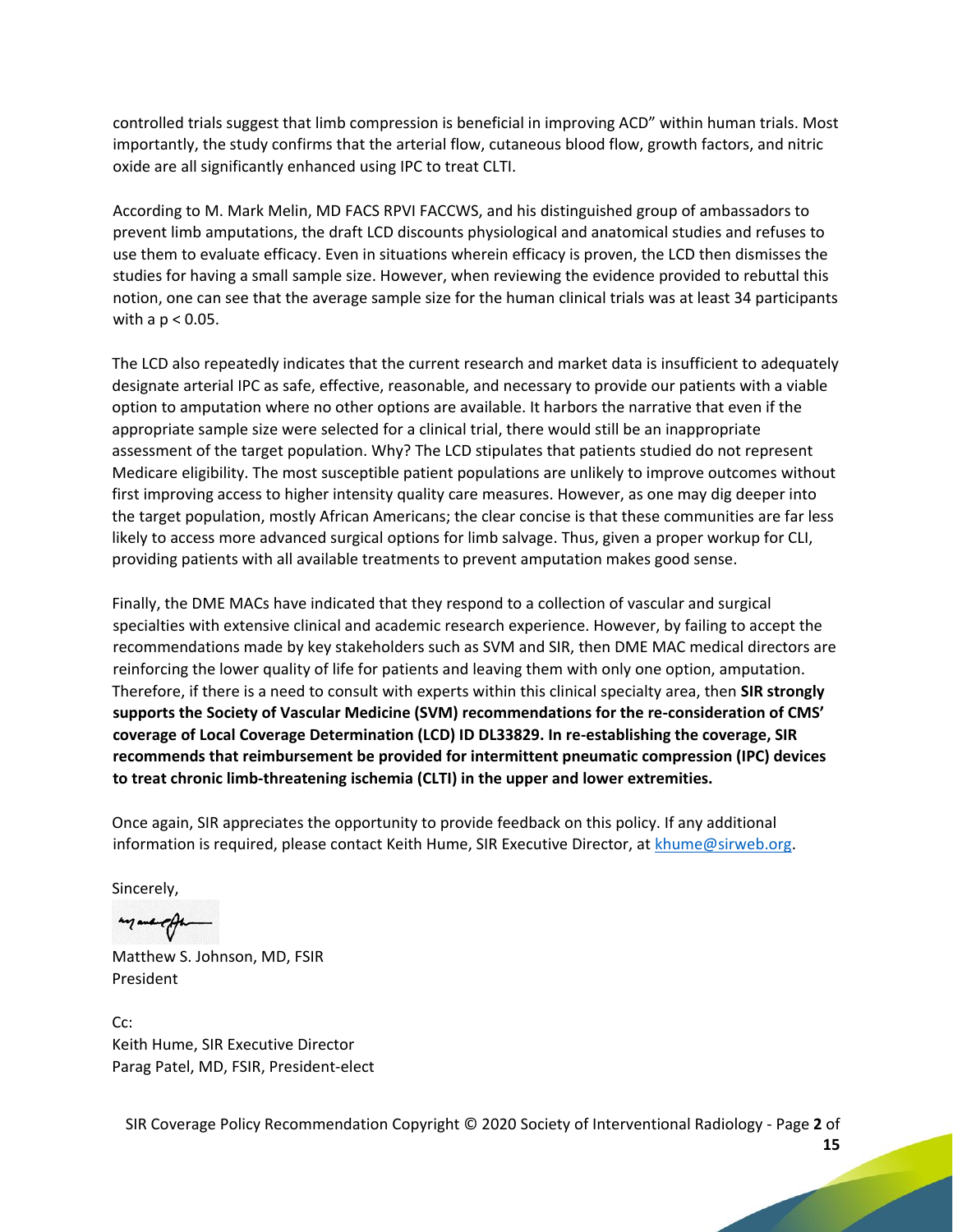controlled trials suggest that limb compression is beneficial in improving ACD" within human trials. Most importantly, the study confirms that the arterial flow, cutaneous blood flow, growth factors, and nitric oxide are all significantly enhanced using IPC to treat CLTI.

According to M. Mark Melin, MD FACS RPVI FACCWS, and his distinguished group of ambassadors to prevent limb amputations, the draft LCD discounts physiological and anatomical studies and refuses to use them to evaluate efficacy. Even in situations wherein efficacy is proven, the LCD then dismisses the studies for having a small sample size. However, when reviewing the evidence provided to rebuttal this notion, one can see that the average sample size for the human clinical trials was at least 34 participants with a $p < 0.05$.

The LCD also repeatedly indicates that the current research and market data is insufficient to adequately designate arterial IPC as safe, effective, reasonable, and necessary to provide our patients with a viable option to amputation where no other options are available. It harbors the narrative that even if the appropriate sample size were selected for a clinical trial, there would still be an inappropriate assessment of the target population. Why? The LCD stipulates that patients studied do not represent Medicare eligibility. The most susceptible patient populations are unlikely to improve outcomes without first improving access to higher intensity quality care measures. However, as one may dig deeper into the target population, mostly African Americans; the clear concise is that these communities are far less likely to access more advanced surgical options for limb salvage. Thus, given a proper workup for CLI, providing patients with all available treatments to prevent amputation makes good sense.

Finally, the DME MACs have indicated that they respond to a collection of vascular and surgical specialties with extensive clinical and academic research experience. However, by failing to accept the recommendations made by key stakeholders such as SVM and SIR, then DME MAC medical directors are reinforcing the lower quality of life for patients and leaving them with only one option, amputation. Therefore, if there is a need to consult with experts within this clinical specialty area, then **SIR strongly supports the Society of Vascular Medicine (SVM) recommendations for the re-consideration of CMS' coverage of Local Coverage Determination (LCD) ID DL33829. In re-establishing the coverage, SIR recommends that reimbursement be provided for intermittent pneumatic compression (IPC) devices to treat chronic limb-threatening ischemia (CLTI) in the upper and lower extremities.**

Once again, SIR appreciates the opportunity to provide feedback on this policy. If any additional information is required, please contact Keith Hume, SIR Executive Director, at khume@sirweb.org.

Sincerely,

Matthew S. Johnson, MD, FSIR
President

Cc:
Keith Hume, SIR Executive Director
Parag Patel, MD, FSIR, President-elect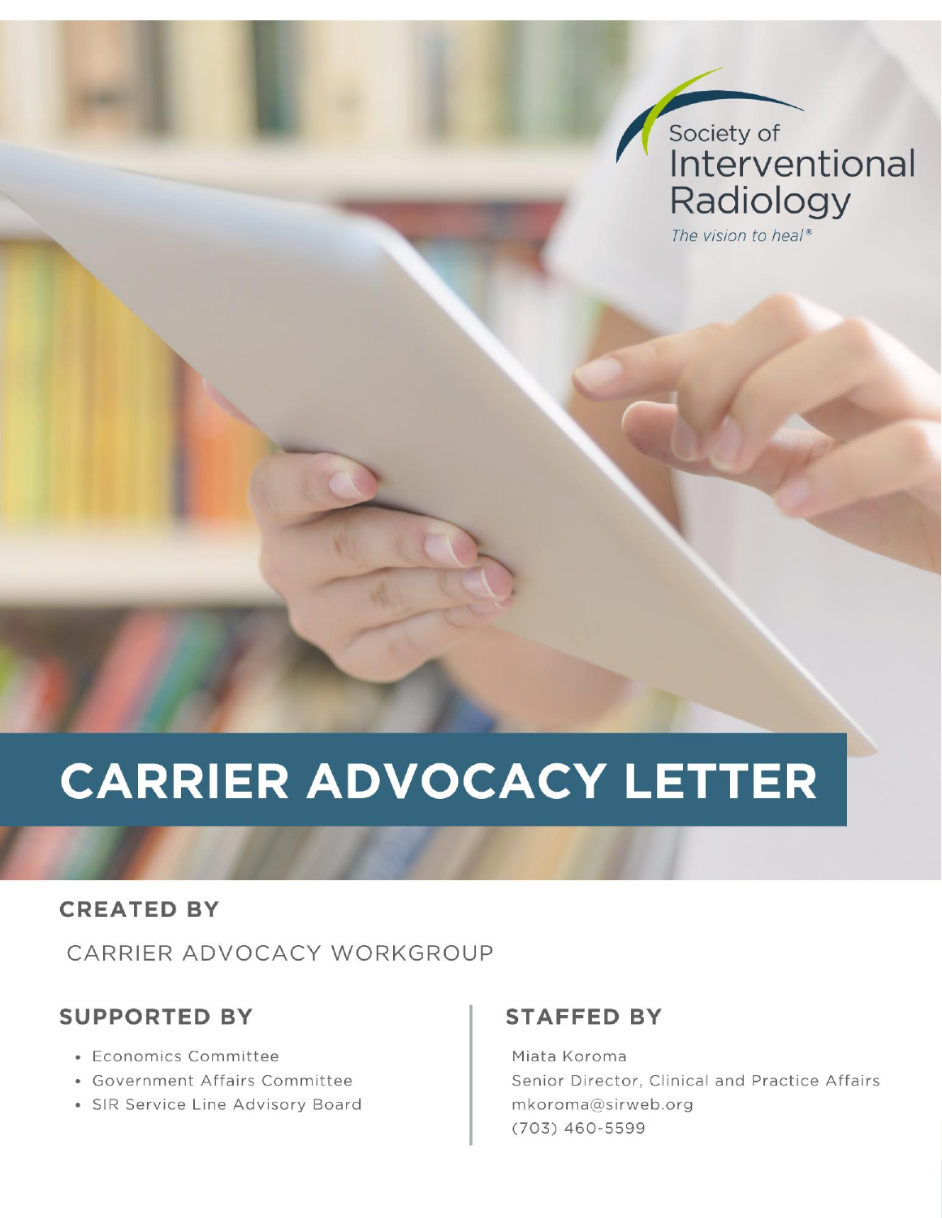Society of Interventional Radiology

*The vision to heal®*

# CARRIER ADVOCACY LETTER

## CREATED BY

CARRIER ADVOCACY WORKGROUP

## SUPPORTED BY

- Economics Committee
- Government Affairs Committee
- SIR Service Line Advisory Board

## STAFFED BY

Miata Koroma
Senior Director, Clinical and Practice Affairs
mkoroma@sirweb.org
(703) 460-5599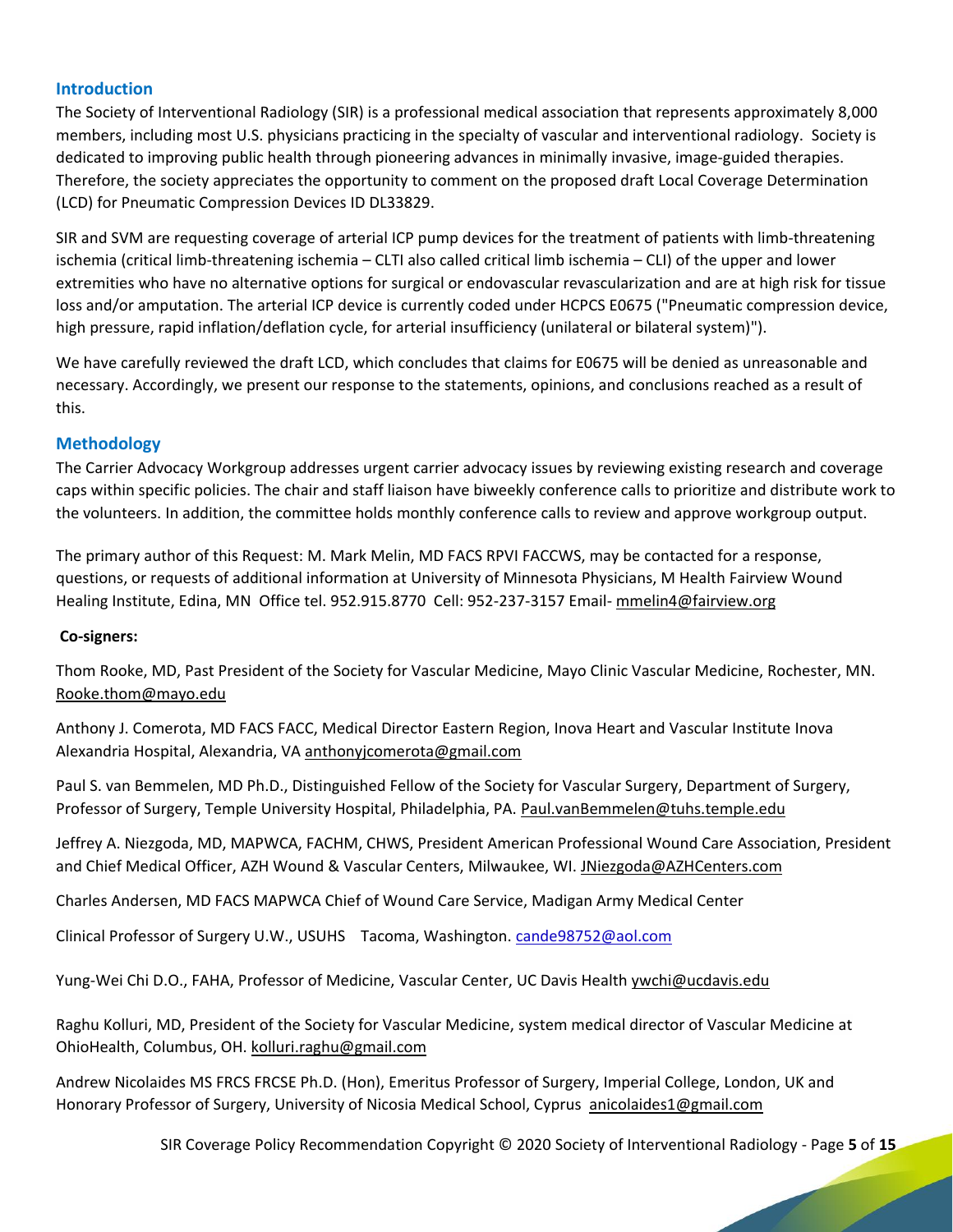## Introduction

The Society of Interventional Radiology (SIR) is a professional medical association that represents approximately 8,000 members, including most U.S. physicians practicing in the specialty of vascular and interventional radiology. Society is dedicated to improving public health through pioneering advances in minimally invasive, image-guided therapies. Therefore, the society appreciates the opportunity to comment on the proposed draft Local Coverage Determination (LCD) for Pneumatic Compression Devices ID DL33829.

SIR and SVM are requesting coverage of arterial ICP pump devices for the treatment of patients with limb-threatening ischemia (critical limb-threatening ischemia – CLTI also called critical limb ischemia – CLI) of the upper and lower extremities who have no alternative options for surgical or endovascular revascularization and are at high risk for tissue loss and/or amputation. The arterial ICP device is currently coded under HCPCS E0675 ("Pneumatic compression device, high pressure, rapid inflation/deflation cycle, for arterial insufficiency (unilateral or bilateral system)").

We have carefully reviewed the draft LCD, which concludes that claims for E0675 will be denied as unreasonable and necessary. Accordingly, we present our response to the statements, opinions, and conclusions reached as a result of this.

## Methodology

The Carrier Advocacy Workgroup addresses urgent carrier advocacy issues by reviewing existing research and coverage caps within specific policies. The chair and staff liaison have biweekly conference calls to prioritize and distribute work to the volunteers. In addition, the committee holds monthly conference calls to review and approve workgroup output.

The primary author of this Request: M. Mark Melin, MD FACS RPVI FACCWS, may be contacted for a response, questions, or requests of additional information at University of Minnesota Physicians, M Health Fairview Wound Healing Institute, Edina, MN Office tel. 952.915.8770 Cell: 952-237-3157 Email- mmelin4@fairview.org

**Co-signers:**

Thom Rooke, MD, Past President of the Society for Vascular Medicine, Mayo Clinic Vascular Medicine, Rochester, MN. Rooke.thom@mayo.edu

Anthony J. Comerota, MD FACS FACC, Medical Director Eastern Region, Inova Heart and Vascular Institute Inova Alexandria Hospital, Alexandria, VA anthonyjcomerota@gmail.com

Paul S. van Bemmelen, MD Ph.D., Distinguished Fellow of the Society for Vascular Surgery, Department of Surgery, Professor of Surgery, Temple University Hospital, Philadelphia, PA. Paul.vanBemmelen@tuhs.temple.edu

Jeffrey A. Niezgoda, MD, MAPWCA, FACHM, CHWS, President American Professional Wound Care Association, President and Chief Medical Officer, AZH Wound & Vascular Centers, Milwaukee, WI. JNiezgoda@AZHCenters.com

Charles Andersen, MD FACS MAPWCA Chief of Wound Care Service, Madigan Army Medical Center

Clinical Professor of Surgery U.W., USUHS Tacoma, Washington. cande98752@aol.com

Yung-Wei Chi D.O., FAHA, Professor of Medicine, Vascular Center, UC Davis Health ywchi@ucdavis.edu

Raghu Kolluri, MD, President of the Society for Vascular Medicine, system medical director of Vascular Medicine at OhioHealth, Columbus, OH. kolluri.raghu@gmail.com

Andrew Nicolaides MS FRCS FRCSE Ph.D. (Hon), Emeritus Professor of Surgery, Imperial College, London, UK and Honorary Professor of Surgery, University of Nicosia Medical School, Cyprus anicolaides1@gmail.com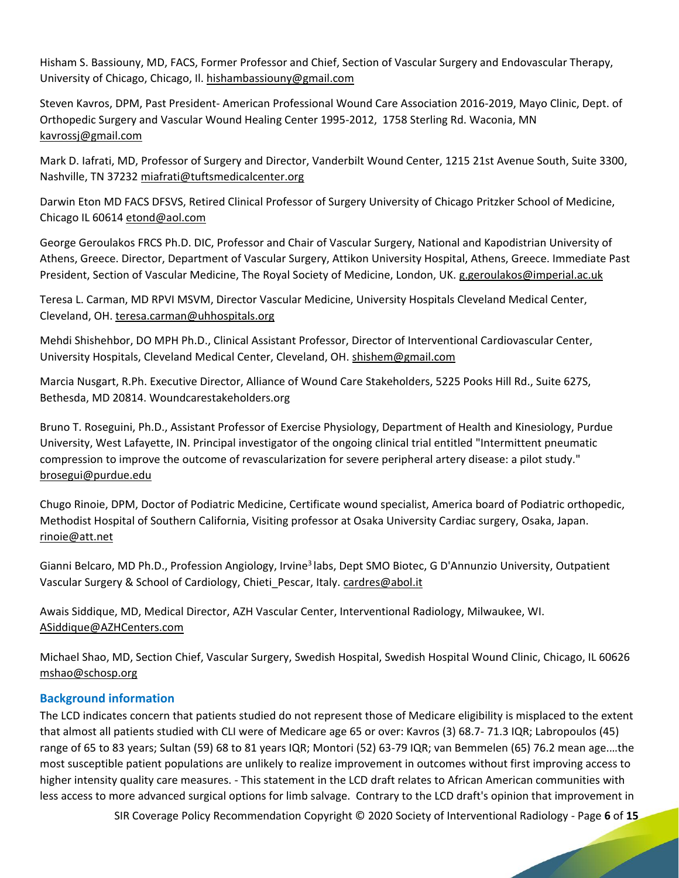Hisham S. Bassiouny, MD, FACS, Former Professor and Chief, Section of Vascular Surgery and Endovascular Therapy, University of Chicago, Chicago, Il. hishambassiouny@gmail.com

Steven Kavros, DPM, Past President- American Professional Wound Care Association 2016-2019, Mayo Clinic, Dept. of Orthopedic Surgery and Vascular Wound Healing Center 1995-2012, 1758 Sterling Rd. Waconia, MN kavrossj@gmail.com

Mark D. Iafrati, MD, Professor of Surgery and Director, Vanderbilt Wound Center, 1215 21st Avenue South, Suite 3300, Nashville, TN 37232 miafrati@tuftsmedicalcenter.org

Darwin Eton MD FACS DFSVS, Retired Clinical Professor of Surgery University of Chicago Pritzker School of Medicine, Chicago IL 60614 etond@aol.com

George Geroulakos FRCS Ph.D. DIC, Professor and Chair of Vascular Surgery, National and Kapodistrian University of Athens, Greece. Director, Department of Vascular Surgery, Attikon University Hospital, Athens, Greece. Immediate Past President, Section of Vascular Medicine, The Royal Society of Medicine, London, UK. g.geroulakos@imperial.ac.uk

Teresa L. Carman, MD RPVI MSVM, Director Vascular Medicine, University Hospitals Cleveland Medical Center, Cleveland, OH. teresa.carman@uhhospitals.org

Mehdi Shishehbor, DO MPH Ph.D., Clinical Assistant Professor, Director of Interventional Cardiovascular Center, University Hospitals, Cleveland Medical Center, Cleveland, OH. shishem@gmail.com

Marcia Nusgart, R.Ph. Executive Director, Alliance of Wound Care Stakeholders, 5225 Pooks Hill Rd., Suite 627S, Bethesda, MD 20814. Woundcarestakeholders.org

Bruno T. Roseguini, Ph.D., Assistant Professor of Exercise Physiology, Department of Health and Kinesiology, Purdue University, West Lafayette, IN. Principal investigator of the ongoing clinical trial entitled "Intermittent pneumatic compression to improve the outcome of revascularization for severe peripheral artery disease: a pilot study." brosegui@purdue.edu

Chugo Rinoie, DPM, Doctor of Podiatric Medicine, Certificate wound specialist, America board of Podiatric orthopedic, Methodist Hospital of Southern California, Visiting professor at Osaka University Cardiac surgery, Osaka, Japan. rinoie@att.net

Gianni Belcaro, MD Ph.D., Profession Angiology, Irvine[3] labs, Dept SMO Biotec, G D'Annunzio University, Outpatient Vascular Surgery & School of Cardiology, Chieti_Pescar, Italy. cardres@abol.it

Awais Siddique, MD, Medical Director, AZH Vascular Center, Interventional Radiology, Milwaukee, WI. ASiddique@AZHCenters.com

Michael Shao, MD, Section Chief, Vascular Surgery, Swedish Hospital, Swedish Hospital Wound Clinic, Chicago, IL 60626 mshao@schosp.org

## Background information

The LCD indicates concern that patients studied do not represent those of Medicare eligibility is misplaced to the extent that almost all patients studied with CLI were of Medicare age 65 or over: Kavros (3) 68.7- 71.3 IQR; Labropoulos (45) range of 65 to 83 years; Sultan (59) 68 to 81 years IQR; Montori (52) 63-79 IQR; van Bemmelen (65) 76.2 mean age....the most susceptible patient populations are unlikely to realize improvement in outcomes without first improving access to higher intensity quality care measures. - This statement in the LCD draft relates to African American communities with less access to more advanced surgical options for limb salvage. Contrary to the LCD draft's opinion that improvement in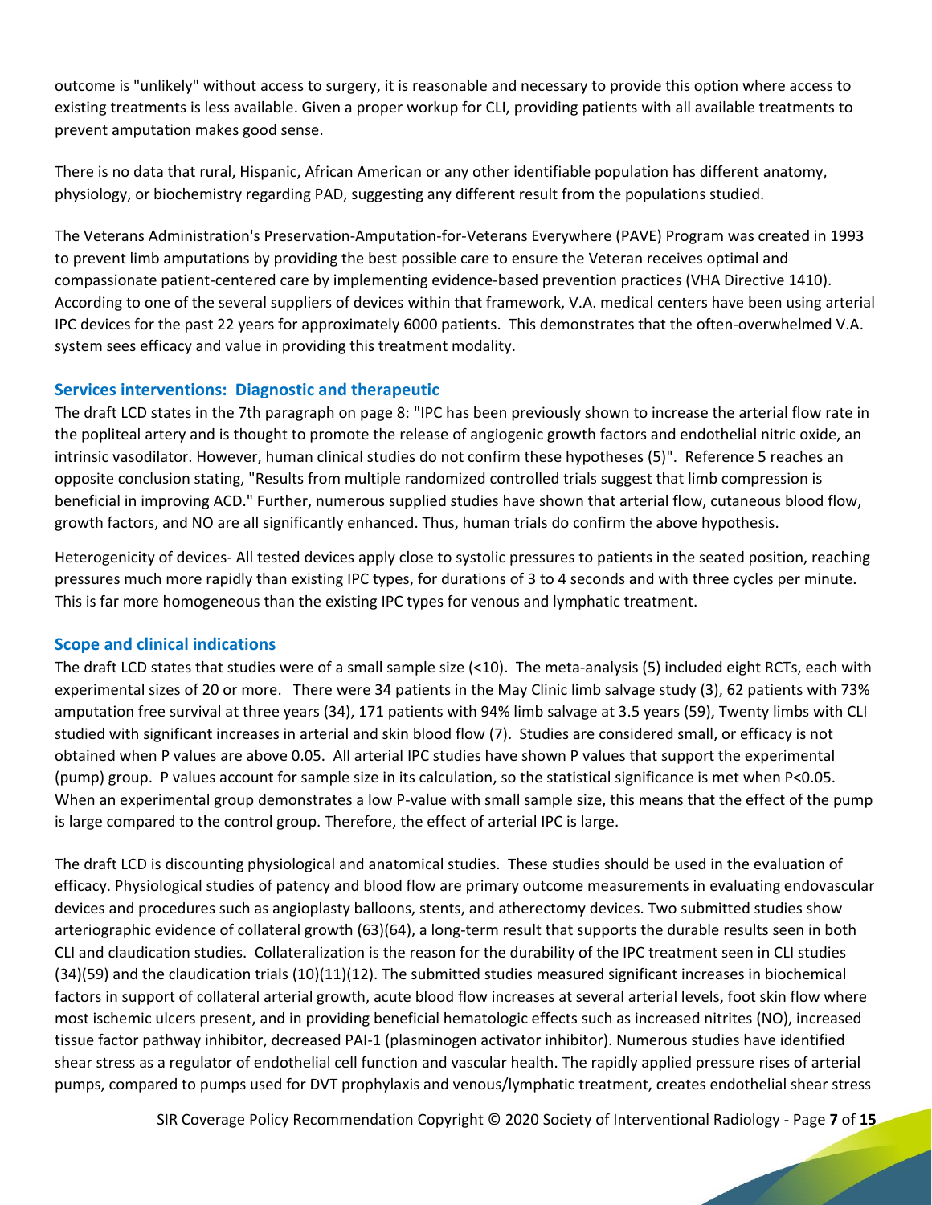outcome is "unlikely" without access to surgery, it is reasonable and necessary to provide this option where access to existing treatments is less available. Given a proper workup for CLI, providing patients with all available treatments to prevent amputation makes good sense.

There is no data that rural, Hispanic, African American or any other identifiable population has different anatomy, physiology, or biochemistry regarding PAD, suggesting any different result from the populations studied.

The Veterans Administration's Preservation-Amputation-for-Veterans Everywhere (PAVE) Program was created in 1993 to prevent limb amputations by providing the best possible care to ensure the Veteran receives optimal and compassionate patient-centered care by implementing evidence-based prevention practices (VHA Directive 1410). According to one of the several suppliers of devices within that framework, V.A. medical centers have been using arterial IPC devices for the past 22 years for approximately 6000 patients. This demonstrates that the often-overwhelmed V.A. system sees efficacy and value in providing this treatment modality.

### Services interventions: Diagnostic and therapeutic

The draft LCD states in the 7th paragraph on page 8: "IPC has been previously shown to increase the arterial flow rate in the popliteal artery and is thought to promote the release of angiogenic growth factors and endothelial nitric oxide, an intrinsic vasodilator. However, human clinical studies do not confirm these hypotheses (5)". Reference 5 reaches an opposite conclusion stating, "Results from multiple randomized controlled trials suggest that limb compression is beneficial in improving ACD." Further, numerous supplied studies have shown that arterial flow, cutaneous blood flow, growth factors, and NO are all significantly enhanced. Thus, human trials do confirm the above hypothesis.

Heterogenicity of devices- All tested devices apply close to systolic pressures to patients in the seated position, reaching pressures much more rapidly than existing IPC types, for durations of 3 to 4 seconds and with three cycles per minute. This is far more homogeneous than the existing IPC types for venous and lymphatic treatment.

### Scope and clinical indications

The draft LCD states that studies were of a small sample size (<10). The meta-analysis (5) included eight RCTs, each with experimental sizes of 20 or more. There were 34 patients in the May Clinic limb salvage study (3), 62 patients with 73% amputation free survival at three years (34), 171 patients with 94% limb salvage at 3.5 years (59), Twenty limbs with CLI studied with significant increases in arterial and skin blood flow (7). Studies are considered small, or efficacy is not obtained when P values are above 0.05. All arterial IPC studies have shown P values that support the experimental (pump) group. P values account for sample size in its calculation, so the statistical significance is met when $P<0.05$. When an experimental group demonstrates a low P-value with small sample size, this means that the effect of the pump is large compared to the control group. Therefore, the effect of arterial IPC is large.

The draft LCD is discounting physiological and anatomical studies. These studies should be used in the evaluation of efficacy. Physiological studies of patency and blood flow are primary outcome measurements in evaluating endovascular devices and procedures such as angioplasty balloons, stents, and atherectomy devices. Two submitted studies show arteriographic evidence of collateral growth (63)(64), a long-term result that supports the durable results seen in both CLI and claudication studies. Collateralization is the reason for the durability of the IPC treatment seen in CLI studies (34)(59) and the claudication trials (10)(11)(12). The submitted studies measured significant increases in biochemical factors in support of collateral arterial growth, acute blood flow increases at several arterial levels, foot skin flow where most ischemic ulcers present, and in providing beneficial hematologic effects such as increased nitrites (NO), increased tissue factor pathway inhibitor, decreased PAI-1 (plasminogen activator inhibitor). Numerous studies have identified shear stress as a regulator of endothelial cell function and vascular health. The rapidly applied pressure rises of arterial pumps, compared to pumps used for DVT prophylaxis and venous/lymphatic treatment, creates endothelial shear stress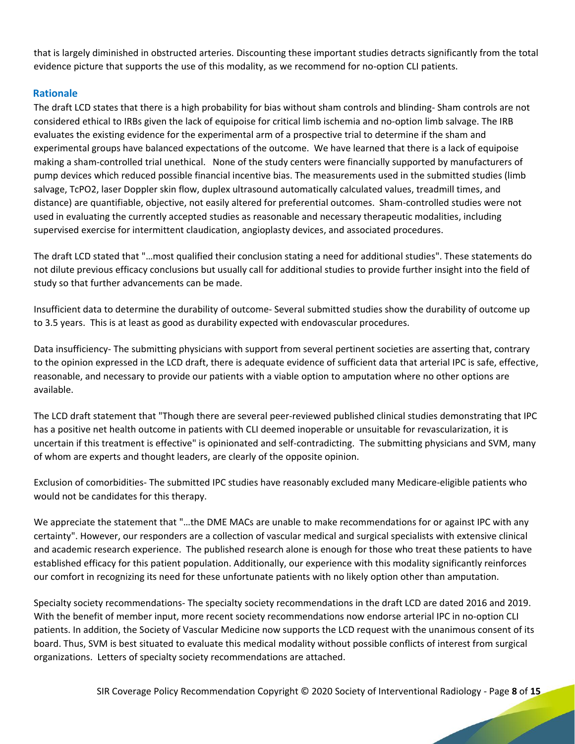that is largely diminished in obstructed arteries. Discounting these important studies detracts significantly from the total evidence picture that supports the use of this modality, as we recommend for no-option CLI patients.

### Rationale

The draft LCD states that there is a high probability for bias without sham controls and blinding- Sham controls are not considered ethical to IRBs given the lack of equipoise for critical limb ischemia and no-option limb salvage. The IRB evaluates the existing evidence for the experimental arm of a prospective trial to determine if the sham and experimental groups have balanced expectations of the outcome. We have learned that there is a lack of equipoise making a sham-controlled trial unethical. None of the study centers were financially supported by manufacturers of pump devices which reduced possible financial incentive bias. The measurements used in the submitted studies (limb salvage, TcPO2, laser Doppler skin flow, duplex ultrasound automatically calculated values, treadmill times, and distance) are quantifiable, objective, not easily altered for preferential outcomes. Sham-controlled studies were not used in evaluating the currently accepted studies as reasonable and necessary therapeutic modalities, including supervised exercise for intermittent claudication, angioplasty devices, and associated procedures.

The draft LCD stated that "…most qualified their conclusion stating a need for additional studies". These statements do not dilute previous efficacy conclusions but usually call for additional studies to provide further insight into the field of study so that further advancements can be made.

Insufficient data to determine the durability of outcome- Several submitted studies show the durability of outcome up to 3.5 years. This is at least as good as durability expected with endovascular procedures.

Data insufficiency- The submitting physicians with support from several pertinent societies are asserting that, contrary to the opinion expressed in the LCD draft, there is adequate evidence of sufficient data that arterial IPC is safe, effective, reasonable, and necessary to provide our patients with a viable option to amputation where no other options are available.

The LCD draft statement that "Though there are several peer-reviewed published clinical studies demonstrating that IPC has a positive net health outcome in patients with CLI deemed inoperable or unsuitable for revascularization, it is uncertain if this treatment is effective" is opinionated and self-contradicting. The submitting physicians and SVM, many of whom are experts and thought leaders, are clearly of the opposite opinion.

Exclusion of comorbidities- The submitted IPC studies have reasonably excluded many Medicare-eligible patients who would not be candidates for this therapy.

We appreciate the statement that "…the DME MACs are unable to make recommendations for or against IPC with any certainty". However, our responders are a collection of vascular medical and surgical specialists with extensive clinical and academic research experience. The published research alone is enough for those who treat these patients to have established efficacy for this patient population. Additionally, our experience with this modality significantly reinforces our comfort in recognizing its need for these unfortunate patients with no likely option other than amputation.

Specialty society recommendations- The specialty society recommendations in the draft LCD are dated 2016 and 2019. With the benefit of member input, more recent society recommendations now endorse arterial IPC in no-option CLI patients. In addition, the Society of Vascular Medicine now supports the LCD request with the unanimous consent of its board. Thus, SVM is best situated to evaluate this medical modality without possible conflicts of interest from surgical organizations. Letters of specialty society recommendations are attached.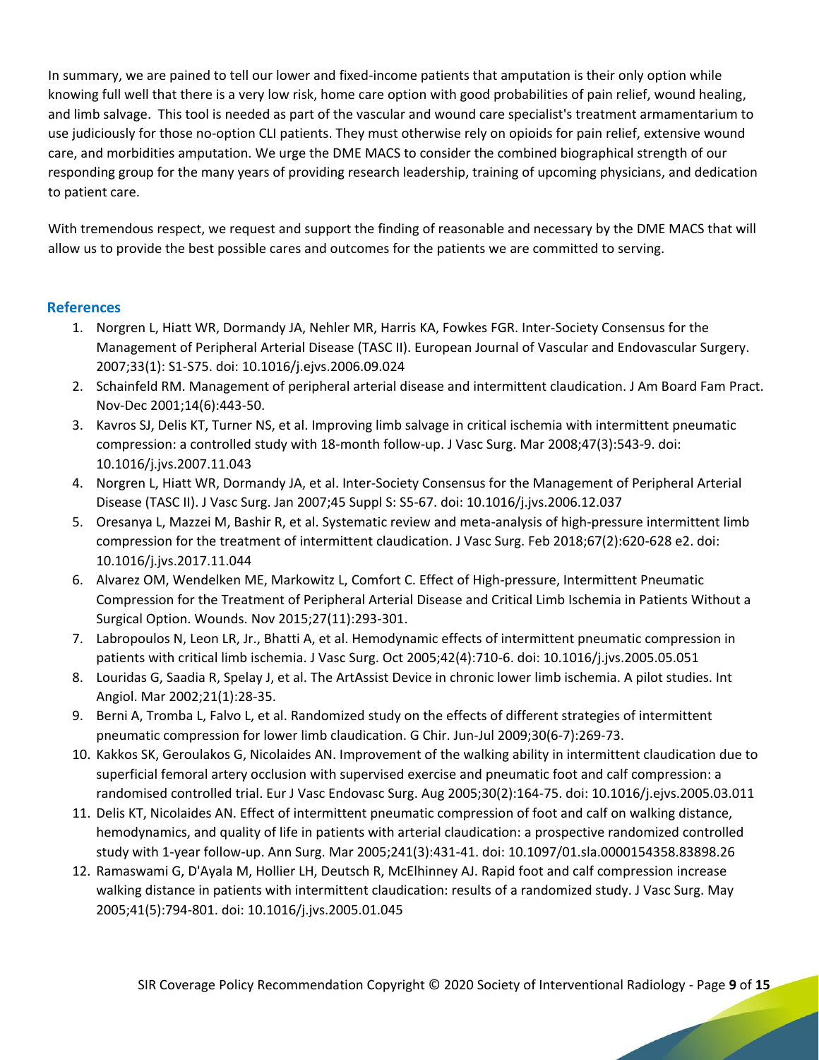In summary, we are pained to tell our lower and fixed-income patients that amputation is their only option while knowing full well that there is a very low risk, home care option with good probabilities of pain relief, wound healing, and limb salvage. This tool is needed as part of the vascular and wound care specialist's treatment armamentarium to use judiciously for those no-option CLI patients. They must otherwise rely on opioids for pain relief, extensive wound care, and morbidities amputation. We urge the DME MACS to consider the combined biographical strength of our responding group for the many years of providing research leadership, training of upcoming physicians, and dedication to patient care.

With tremendous respect, we request and support the finding of reasonable and necessary by the DME MACS that will allow us to provide the best possible cares and outcomes for the patients we are committed to serving.

## References

1. Norgren L, Hiatt WR, Dormandy JA, Nehler MR, Harris KA, Fowkes FGR. Inter-Society Consensus for the Management of Peripheral Arterial Disease (TASC II). European Journal of Vascular and Endovascular Surgery. 2007;33(1): S1-S75. doi: 10.1016/j.ejvs.2006.09.024
2. Schainfeld RM. Management of peripheral arterial disease and intermittent claudication. J Am Board Fam Pract. Nov-Dec 2001;14(6):443-50.
3. Kavros SJ, Delis KT, Turner NS, et al. Improving limb salvage in critical ischemia with intermittent pneumatic compression: a controlled study with 18-month follow-up. J Vasc Surg. Mar 2008;47(3):543-9. doi: 10.1016/j.jvs.2007.11.043
4. Norgren L, Hiatt WR, Dormandy JA, et al. Inter-Society Consensus for the Management of Peripheral Arterial Disease (TASC II). J Vasc Surg. Jan 2007;45 Suppl S: S5-67. doi: 10.1016/j.jvs.2006.12.037
5. Oresanya L, Mazzei M, Bashir R, et al. Systematic review and meta-analysis of high-pressure intermittent limb compression for the treatment of intermittent claudication. J Vasc Surg. Feb 2018;67(2):620-628 e2. doi: 10.1016/j.jvs.2017.11.044
6. Alvarez OM, Wendelken ME, Markowitz L, Comfort C. Effect of High-pressure, Intermittent Pneumatic Compression for the Treatment of Peripheral Arterial Disease and Critical Limb Ischemia in Patients Without a Surgical Option. Wounds. Nov 2015;27(11):293-301.
7. Labropoulos N, Leon LR, Jr., Bhatti A, et al. Hemodynamic effects of intermittent pneumatic compression in patients with critical limb ischemia. J Vasc Surg. Oct 2005;42(4):710-6. doi: 10.1016/j.jvs.2005.05.051
8. Louridas G, Saadia R, Spelay J, et al. The ArtAssist Device in chronic lower limb ischemia. A pilot studies. Int Angiol. Mar 2002;21(1):28-35.
9. Berni A, Tromba L, Falvo L, et al. Randomized study on the effects of different strategies of intermittent pneumatic compression for lower limb claudication. G Chir. Jun-Jul 2009;30(6-7):269-73.
10. Kakkos SK, Geroulakos G, Nicolaides AN. Improvement of the walking ability in intermittent claudication due to superficial femoral artery occlusion with supervised exercise and pneumatic foot and calf compression: a randomised controlled trial. Eur J Vasc Endovasc Surg. Aug 2005;30(2):164-75. doi: 10.1016/j.ejvs.2005.03.011
11. Delis KT, Nicolaides AN. Effect of intermittent pneumatic compression of foot and calf on walking distance, hemodynamics, and quality of life in patients with arterial claudication: a prospective randomized controlled study with 1-year follow-up. Ann Surg. Mar 2005;241(3):431-41. doi: 10.1097/01.sla.0000154358.83898.26
12. Ramaswami G, D'Ayala M, Hollier LH, Deutsch R, McElhinney AJ. Rapid foot and calf compression increase walking distance in patients with intermittent claudication: results of a randomized study. J Vasc Surg. May 2005;41(5):794-801. doi: 10.1016/j.jvs.2005.01.045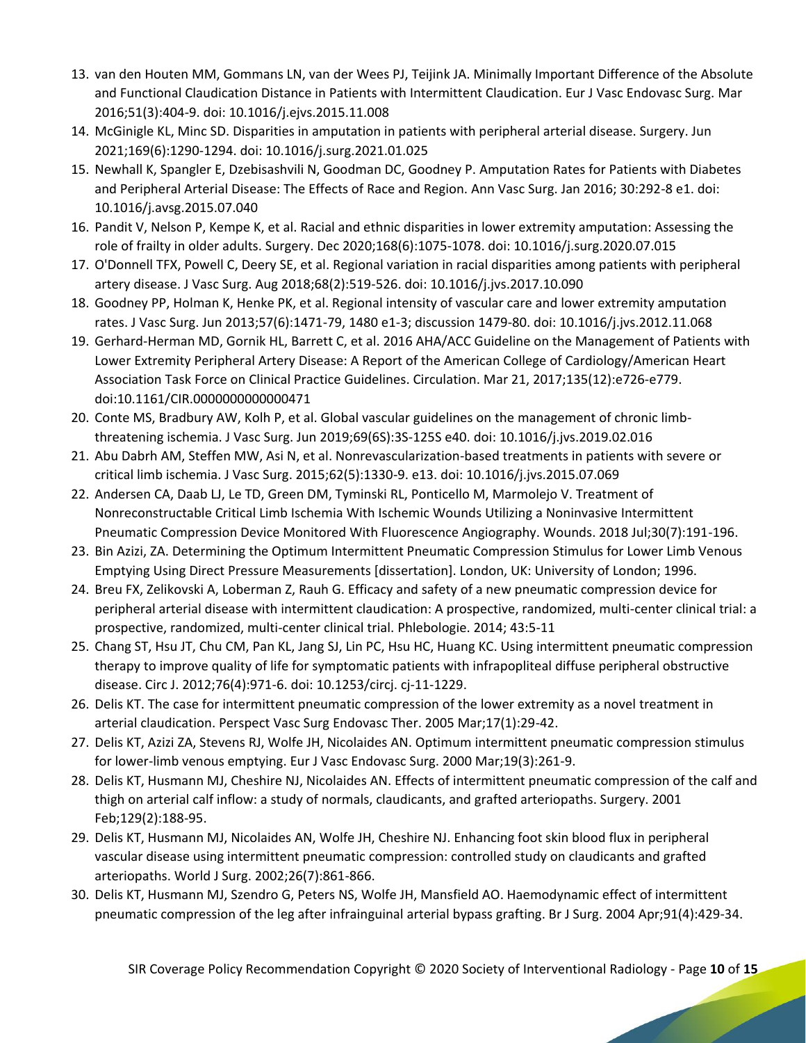13. van den Houten MM, Gommans LN, van der Wees PJ, Teijink JA. Minimally Important Difference of the Absolute and Functional Claudication Distance in Patients with Intermittent Claudication. Eur J Vasc Endovasc Surg. Mar 2016;51(3):404-9. doi: 10.1016/j.ejvs.2015.11.008
14. McGinigle KL, Minc SD. Disparities in amputation in patients with peripheral arterial disease. Surgery. Jun 2021;169(6):1290-1294. doi: 10.1016/j.surg.2021.01.025
15. Newhall K, Spangler E, Dzebisashvili N, Goodman DC, Goodney P. Amputation Rates for Patients with Diabetes and Peripheral Arterial Disease: The Effects of Race and Region. Ann Vasc Surg. Jan 2016; 30:292-8 e1. doi: 10.1016/j.avsg.2015.07.040
16. Pandit V, Nelson P, Kempe K, et al. Racial and ethnic disparities in lower extremity amputation: Assessing the role of frailty in older adults. Surgery. Dec 2020;168(6):1075-1078. doi: 10.1016/j.surg.2020.07.015
17. O'Donnell TFX, Powell C, Deery SE, et al. Regional variation in racial disparities among patients with peripheral artery disease. J Vasc Surg. Aug 2018;68(2):519-526. doi: 10.1016/j.jvs.2017.10.090
18. Goodney PP, Holman K, Henke PK, et al. Regional intensity of vascular care and lower extremity amputation rates. J Vasc Surg. Jun 2013;57(6):1471-79, 1480 e1-3; discussion 1479-80. doi: 10.1016/j.jvs.2012.11.068
19. Gerhard-Herman MD, Gornik HL, Barrett C, et al. 2016 AHA/ACC Guideline on the Management of Patients with Lower Extremity Peripheral Artery Disease: A Report of the American College of Cardiology/American Heart Association Task Force on Clinical Practice Guidelines. Circulation. Mar 21, 2017;135(12):e726-e779. doi:10.1161/CIR.0000000000000471
20. Conte MS, Bradbury AW, Kolh P, et al. Global vascular guidelines on the management of chronic limb-threatening ischemia. J Vasc Surg. Jun 2019;69(6S):3S-125S e40. doi: 10.1016/j.jvs.2019.02.016
21. Abu Dabrh AM, Steffen MW, Asi N, et al. Nonrevascularization-based treatments in patients with severe or critical limb ischemia. J Vasc Surg. 2015;62(5):1330-9. e13. doi: 10.1016/j.jvs.2015.07.069
22. Andersen CA, Daab LJ, Le TD, Green DM, Tyminski RL, Ponticello M, Marmolejo V. Treatment of Nonreconstructable Critical Limb Ischemia With Ischemic Wounds Utilizing a Noninvasive Intermittent Pneumatic Compression Device Monitored With Fluorescence Angiography. Wounds. 2018 Jul;30(7):191-196.
23. Bin Azizi, ZA. Determining the Optimum Intermittent Pneumatic Compression Stimulus for Lower Limb Venous Emptying Using Direct Pressure Measurements [dissertation]. London, UK: University of London; 1996.
24. Breu FX, Zelikovski A, Loberman Z, Rauh G. Efficacy and safety of a new pneumatic compression device for peripheral arterial disease with intermittent claudication: A prospective, randomized, multi-center clinical trial: a prospective, randomized, multi-center clinical trial. Phlebologie. 2014; 43:5-11
25. Chang ST, Hsu JT, Chu CM, Pan KL, Jang SJ, Lin PC, Hsu HC, Huang KC. Using intermittent pneumatic compression therapy to improve quality of life for symptomatic patients with infrapopliteal diffuse peripheral obstructive disease. Circ J. 2012;76(4):971-6. doi: 10.1253/circj. cj-11-1229.
26. Delis KT. The case for intermittent pneumatic compression of the lower extremity as a novel treatment in arterial claudication. Perspect Vasc Surg Endovasc Ther. 2005 Mar;17(1):29-42.
27. Delis KT, Azizi ZA, Stevens RJ, Wolfe JH, Nicolaides AN. Optimum intermittent pneumatic compression stimulus for lower-limb venous emptying. Eur J Vasc Endovasc Surg. 2000 Mar;19(3):261-9.
28. Delis KT, Husmann MJ, Cheshire NJ, Nicolaides AN. Effects of intermittent pneumatic compression of the calf and thigh on arterial calf inflow: a study of normals, claudicants, and grafted arteriopaths. Surgery. 2001 Feb;129(2):188-95.
29. Delis KT, Husmann MJ, Nicolaides AN, Wolfe JH, Cheshire NJ. Enhancing foot skin blood flux in peripheral vascular disease using intermittent pneumatic compression: controlled study on claudicants and grafted arteriopaths. World J Surg. 2002;26(7):861-866.
30. Delis KT, Husmann MJ, Szendro G, Peters NS, Wolfe JH, Mansfield AO. Haemodynamic effect of intermittent pneumatic compression of the leg after infrainguinal arterial bypass grafting. Br J Surg. 2004 Apr;91(4):429-34.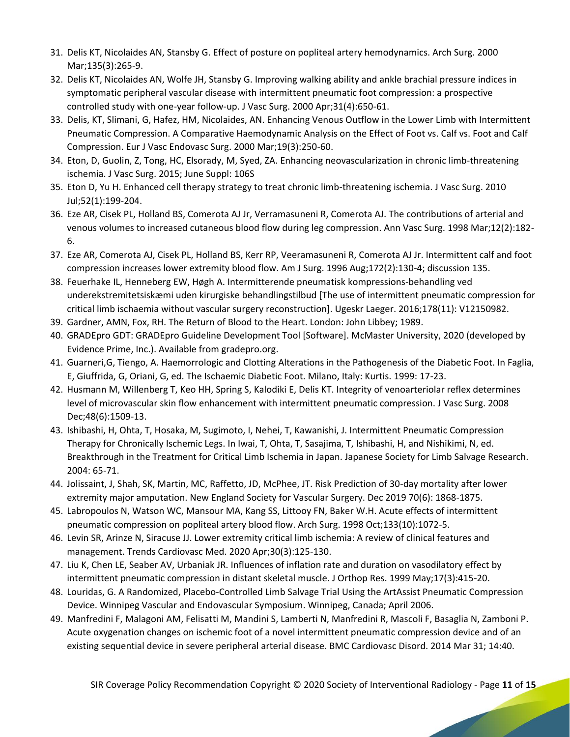31. Delis KT, Nicolaides AN, Stansby G. Effect of posture on popliteal artery hemodynamics. Arch Surg. 2000 Mar;135(3):265-9.
32. Delis KT, Nicolaides AN, Wolfe JH, Stansby G. Improving walking ability and ankle brachial pressure indices in symptomatic peripheral vascular disease with intermittent pneumatic foot compression: a prospective controlled study with one-year follow-up. J Vasc Surg. 2000 Apr;31(4):650-61.
33. Delis, KT, Slimani, G, Hafez, HM, Nicolaides, AN. Enhancing Venous Outflow in the Lower Limb with Intermittent Pneumatic Compression. A Comparative Haemodynamic Analysis on the Effect of Foot vs. Calf vs. Foot and Calf Compression. Eur J Vasc Endovasc Surg. 2000 Mar;19(3):250-60.
34. Eton, D, Guolin, Z, Tong, HC, Elsorady, M, Syed, ZA. Enhancing neovascularization in chronic limb-threatening ischemia. J Vasc Surg. 2015; June Suppl: 106S
35. Eton D, Yu H. Enhanced cell therapy strategy to treat chronic limb-threatening ischemia. J Vasc Surg. 2010 Jul;52(1):199-204.
36. Eze AR, Cisek PL, Holland BS, Comerota AJ Jr, Verramasuneni R, Comerota AJ. The contributions of arterial and venous volumes to increased cutaneous blood flow during leg compression. Ann Vasc Surg. 1998 Mar;12(2):182-6.
37. Eze AR, Comerota AJ, Cisek PL, Holland BS, Kerr RP, Veeramasuneni R, Comerota AJ Jr. Intermittent calf and foot compression increases lower extremity blood flow. Am J Surg. 1996 Aug;172(2):130-4; discussion 135.
38. Feuerhake IL, Henneberg EW, Høgh A. Intermitterende pneumatisk kompressions-behandling ved underekstremitetsiskæmi uden kirurgiske behandlingstilbud [The use of intermittent pneumatic compression for critical limb ischaemia without vascular surgery reconstruction]. Ugeskr Laeger. 2016;178(11): V12150982.
39. Gardner, AMN, Fox, RH. The Return of Blood to the Heart. London: John Libbey; 1989.
40. GRADEpro GDT: GRADEpro Guideline Development Tool [Software]. McMaster University, 2020 (developed by Evidence Prime, Inc.). Available from gradepro.org.
41. Guarneri,G, Tiengo, A. Haemorrologic and Clotting Alterations in the Pathogenesis of the Diabetic Foot. In Faglia, E, Giuffrida, G, Oriani, G, ed. The Ischaemic Diabetic Foot. Milano, Italy: Kurtis. 1999: 17-23.
42. Husmann M, Willenberg T, Keo HH, Spring S, Kalodiki E, Delis KT. Integrity of venoarteriolar reflex determines level of microvascular skin flow enhancement with intermittent pneumatic compression. J Vasc Surg. 2008 Dec;48(6):1509-13.
43. Ishibashi, H, Ohta, T, Hosaka, M, Sugimoto, I, Nehei, T, Kawanishi, J. Intermittent Pneumatic Compression Therapy for Chronically Ischemic Legs. In Iwai, T, Ohta, T, Sasajima, T, Ishibashi, H, and Nishikimi, N, ed. Breakthrough in the Treatment for Critical Limb Ischemia in Japan. Japanese Society for Limb Salvage Research. 2004: 65-71.
44. Jolissaint, J, Shah, SK, Martin, MC, Raffetto, JD, McPhee, JT. Risk Prediction of 30-day mortality after lower extremity major amputation. New England Society for Vascular Surgery. Dec 2019 70(6): 1868-1875.
45. Labropoulos N, Watson WC, Mansour MA, Kang SS, Littooy FN, Baker W.H. Acute effects of intermittent pneumatic compression on popliteal artery blood flow. Arch Surg. 1998 Oct;133(10):1072-5.
46. Levin SR, Arinze N, Siracuse JJ. Lower extremity critical limb ischemia: A review of clinical features and management. Trends Cardiovasc Med. 2020 Apr;30(3):125-130.
47. Liu K, Chen LE, Seaber AV, Urbaniak JR. Influences of inflation rate and duration on vasodilatory effect by intermittent pneumatic compression in distant skeletal muscle. J Orthop Res. 1999 May;17(3):415-20.
48. Louridas, G. A Randomized, Placebo-Controlled Limb Salvage Trial Using the ArtAssist Pneumatic Compression Device. Winnipeg Vascular and Endovascular Symposium. Winnipeg, Canada; April 2006.
49. Manfredini F, Malagoni AM, Felisatti M, Mandini S, Lamberti N, Manfredini R, Mascoli F, Basaglia N, Zamboni P. Acute oxygenation changes on ischemic foot of a novel intermittent pneumatic compression device and of an existing sequential device in severe peripheral arterial disease. BMC Cardiovasc Disord. 2014 Mar 31; 14:40.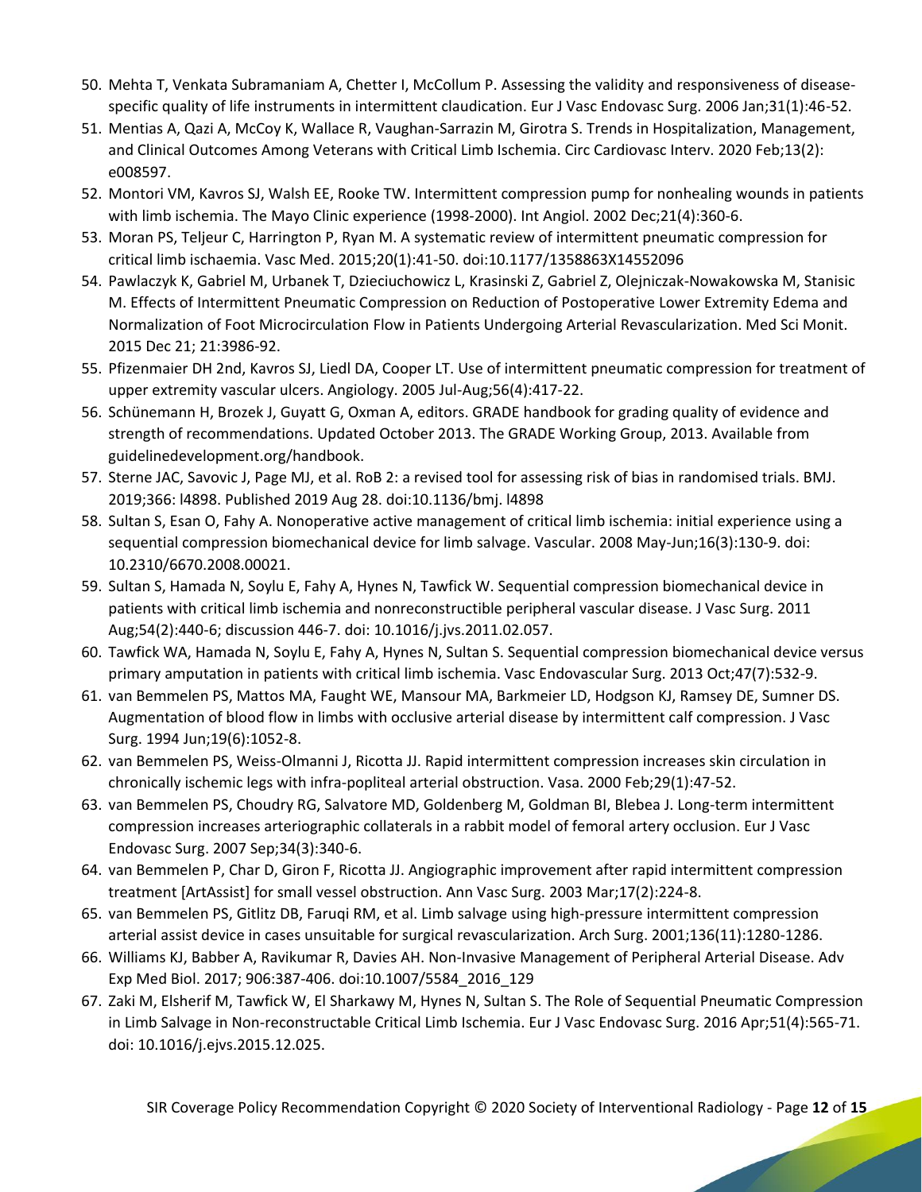50. Mehta T, Venkata Subramaniam A, Chetter I, McCollum P. Assessing the validity and responsiveness of disease-specific quality of life instruments in intermittent claudication. Eur J Vasc Endovasc Surg. 2006 Jan;31(1):46-52.
51. Mentias A, Qazi A, McCoy K, Wallace R, Vaughan-Sarrazin M, Girotra S. Trends in Hospitalization, Management, and Clinical Outcomes Among Veterans with Critical Limb Ischemia. Circ Cardiovasc Interv. 2020 Feb;13(2): e008597.
52. Montori VM, Kavros SJ, Walsh EE, Rooke TW. Intermittent compression pump for nonhealing wounds in patients with limb ischemia. The Mayo Clinic experience (1998-2000). Int Angiol. 2002 Dec;21(4):360-6.
53. Moran PS, Teljeur C, Harrington P, Ryan M. A systematic review of intermittent pneumatic compression for critical limb ischaemia. Vasc Med. 2015;20(1):41-50. doi:10.1177/1358863X14552096
54. Pawlaczyk K, Gabriel M, Urbanek T, Dzieciuchowicz L, Krasinski Z, Gabriel Z, Olejniczak-Nowakowska M, Stanisic M. Effects of Intermittent Pneumatic Compression on Reduction of Postoperative Lower Extremity Edema and Normalization of Foot Microcirculation Flow in Patients Undergoing Arterial Revascularization. Med Sci Monit. 2015 Dec 21; 21:3986-92.
55. Pfizenmaier DH 2nd, Kavros SJ, Liedl DA, Cooper LT. Use of intermittent pneumatic compression for treatment of upper extremity vascular ulcers. Angiology. 2005 Jul-Aug;56(4):417-22.
56. Schünemann H, Brozek J, Guyatt G, Oxman A, editors. GRADE handbook for grading quality of evidence and strength of recommendations. Updated October 2013. The GRADE Working Group, 2013. Available from guidelinedevelopment.org/handbook.
57. Sterne JAC, Savovic J, Page MJ, et al. RoB 2: a revised tool for assessing risk of bias in randomised trials. BMJ. 2019;366: l4898. Published 2019 Aug 28. doi:10.1136/bmj. l4898
58. Sultan S, Esan O, Fahy A. Nonoperative active management of critical limb ischemia: initial experience using a sequential compression biomechanical device for limb salvage. Vascular. 2008 May-Jun;16(3):130-9. doi: 10.2310/6670.2008.00021.
59. Sultan S, Hamada N, Soylu E, Fahy A, Hynes N, Tawfick W. Sequential compression biomechanical device in patients with critical limb ischemia and nonreconstructible peripheral vascular disease. J Vasc Surg. 2011 Aug;54(2):440-6; discussion 446-7. doi: 10.1016/j.jvs.2011.02.057.
60. Tawfick WA, Hamada N, Soylu E, Fahy A, Hynes N, Sultan S. Sequential compression biomechanical device versus primary amputation in patients with critical limb ischemia. Vasc Endovascular Surg. 2013 Oct;47(7):532-9.
61. van Bemmelen PS, Mattos MA, Faught WE, Mansour MA, Barkmeier LD, Hodgson KJ, Ramsey DE, Sumner DS. Augmentation of blood flow in limbs with occlusive arterial disease by intermittent calf compression. J Vasc Surg. 1994 Jun;19(6):1052-8.
62. van Bemmelen PS, Weiss-Olmanni J, Ricotta JJ. Rapid intermittent compression increases skin circulation in chronically ischemic legs with infra-popliteal arterial obstruction. Vasa. 2000 Feb;29(1):47-52.
63. van Bemmelen PS, Choudry RG, Salvatore MD, Goldenberg M, Goldman BI, Blebea J. Long-term intermittent compression increases arteriographic collaterals in a rabbit model of femoral artery occlusion. Eur J Vasc Endovasc Surg. 2007 Sep;34(3):340-6.
64. van Bemmelen P, Char D, Giron F, Ricotta JJ. Angiographic improvement after rapid intermittent compression treatment [ArtAssist] for small vessel obstruction. Ann Vasc Surg. 2003 Mar;17(2):224-8.
65. van Bemmelen PS, Gitlitz DB, Faruqi RM, et al. Limb salvage using high-pressure intermittent compression arterial assist device in cases unsuitable for surgical revascularization. Arch Surg. 2001;136(11):1280-1286.
66. Williams KJ, Babber A, Ravikumar R, Davies AH. Non-Invasive Management of Peripheral Arterial Disease. Adv Exp Med Biol. 2017; 906:387-406. doi:10.1007/5584_2016_129
67. Zaki M, Elsherif M, Tawfick W, El Sharkawy M, Hynes N, Sultan S. The Role of Sequential Pneumatic Compression in Limb Salvage in Non-reconstructable Critical Limb Ischemia. Eur J Vasc Endovasc Surg. 2016 Apr;51(4):565-71. doi: 10.1016/j.ejvs.2015.12.025.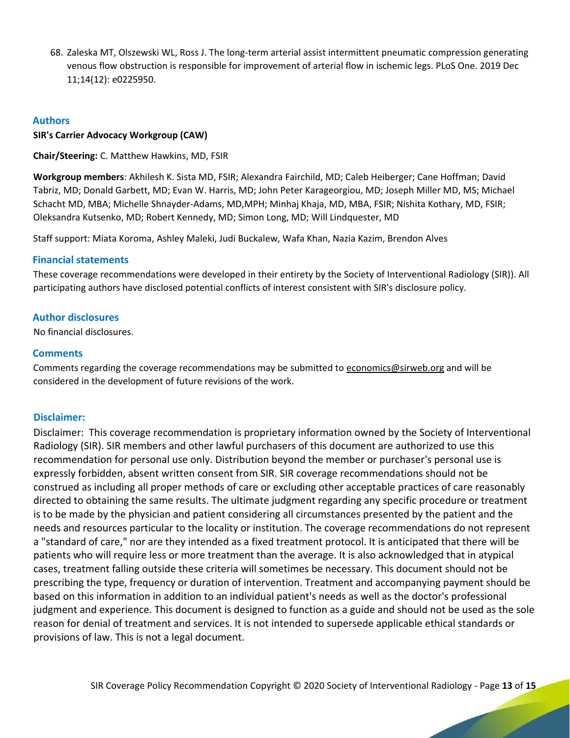68. Zaleska MT, Olszewski WL, Ross J. The long-term arterial assist intermittent pneumatic compression generating venous flow obstruction is responsible for improvement of arterial flow in ischemic legs. PLoS One. 2019 Dec 11;14(12): e0225950.

## Authors

**SIR's Carrier Advocacy Workgroup (CAW)**

**Chair/Steering:** C. Matthew Hawkins, MD, FSIR

**Workgroup members**: Akhilesh K. Sista MD, FSIR; Alexandra Fairchild, MD; Caleb Heiberger; Cane Hoffman; David Tabriz, MD; Donald Garbett, MD; Evan W. Harris, MD; John Peter Karageorgiou, MD; Joseph Miller MD, MS; Michael Schacht MD, MBA; Michelle Shnayder-Adams, MD,MPH; Minhaj Khaja, MD, MBA, FSIR; Nishita Kothary, MD, FSIR; Oleksandra Kutsenko, MD; Robert Kennedy, MD; Simon Long, MD; Will Lindquester, MD

Staff support: Miata Koroma, Ashley Maleki, Judi Buckalew, Wafa Khan, Nazia Kazim, Brendon Alves

## Financial statements

These coverage recommendations were developed in their entirety by the Society of Interventional Radiology (SIR)). All participating authors have disclosed potential conflicts of interest consistent with SIR's disclosure policy.

## Author disclosures

No financial disclosures.

## Comments

Comments regarding the coverage recommendations may be submitted to economics@sirweb.org and will be considered in the development of future revisions of the work.

## Disclaimer:

Disclaimer: This coverage recommendation is proprietary information owned by the Society of Interventional Radiology (SIR). SIR members and other lawful purchasers of this document are authorized to use this recommendation for personal use only. Distribution beyond the member or purchaser's personal use is expressly forbidden, absent written consent from SIR. SIR coverage recommendations should not be construed as including all proper methods of care or excluding other acceptable practices of care reasonably directed to obtaining the same results. The ultimate judgment regarding any specific procedure or treatment is to be made by the physician and patient considering all circumstances presented by the patient and the needs and resources particular to the locality or institution. The coverage recommendations do not represent a "standard of care," nor are they intended as a fixed treatment protocol. It is anticipated that there will be patients who will require less or more treatment than the average. It is also acknowledged that in atypical cases, treatment falling outside these criteria will sometimes be necessary. This document should not be prescribing the type, frequency or duration of intervention. Treatment and accompanying payment should be based on this information in addition to an individual patient's needs as well as the doctor's professional judgment and experience. This document is designed to function as a guide and should not be used as the sole reason for denial of treatment and services. It is not intended to supersede applicable ethical standards or provisions of law. This is not a legal document.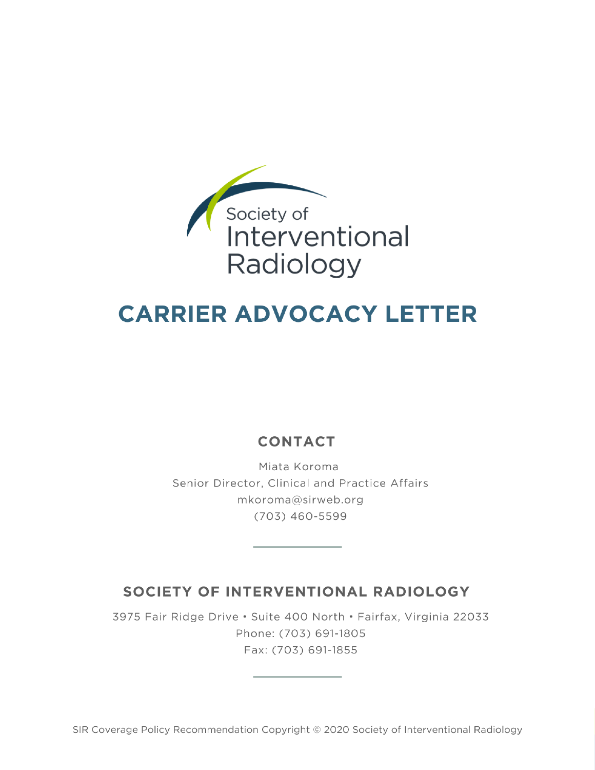Society of
Interventional
Radiology

# CARRIER ADVOCACY LETTER

## CONTACT

Miata Koroma
Senior Director, Clinical and Practice Affairs
mkoroma@sirweb.org
(703) 460-5599

## SOCIETY OF INTERVENTIONAL RADIOLOGY

3975 Fair Ridge Drive • Suite 400 North • Fairfax, Virginia 22033
Phone: (703) 691-1805
Fax: (703) 691-1855

SIR Coverage Policy Recommendation Copyright © 2020 Society of Interventional Radiology